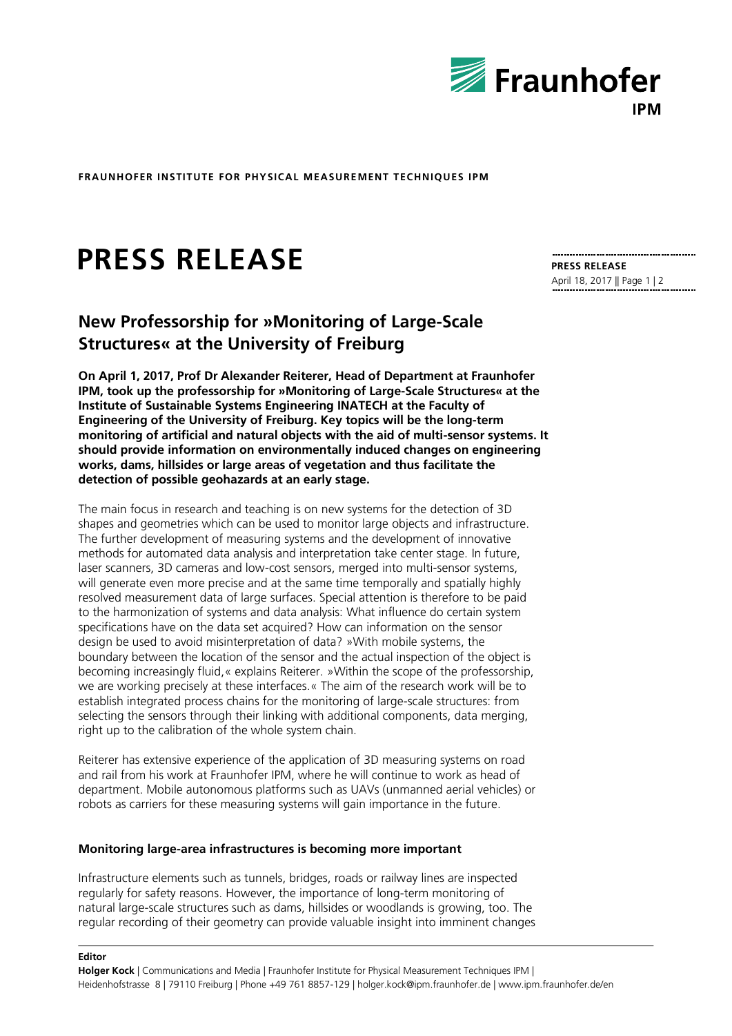**FRAUNHOFER INSTITUTE FOR PHYSICAL MEASUREMENT TECHNIQUES IPM**

# PRESS RELEASE

**PRESS RELEASE**
April 18, 2017

## New Professorship for »Monitoring of Large-Scale Structures« at the University of Freiburg

**On April 1, 2017, Prof Dr Alexander Reiterer, Head of Department at Fraunhofer IPM, took up the professorship for »Monitoring of Large-Scale Structures« at the Institute of Sustainable Systems Engineering INATECH at the Faculty of Engineering of the University of Freiburg. Key topics will be the long-term monitoring of artificial and natural objects with the aid of multi-sensor systems. It should provide information on environmentally induced changes on engineering works, dams, hillsides or large areas of vegetation and thus facilitate the detection of possible geohazards at an early stage.**

The main focus in research and teaching is on new systems for the detection of 3D shapes and geometries which can be used to monitor large objects and infrastructure. The further development of measuring systems and the development of innovative methods for automated data analysis and interpretation take center stage. In future, laser scanners, 3D cameras and low-cost sensors, merged into multi-sensor systems, will generate even more precise and at the same time temporally and spatially highly resolved measurement data of large surfaces. Special attention is therefore to be paid to the harmonization of systems and data analysis: What influence do certain system specifications have on the data set acquired? How can information on the sensor design be used to avoid misinterpretation of data? »With mobile systems, the boundary between the location of the sensor and the actual inspection of the object is becoming increasingly fluid,« explains Reiterer. »Within the scope of the professorship, we are working precisely at these interfaces.« The aim of the research work will be to establish integrated process chains for the monitoring of large-scale structures: from selecting the sensors through their linking with additional components, data merging, right up to the calibration of the whole system chain.

Reiterer has extensive experience of the application of 3D measuring systems on road and rail from his work at Fraunhofer IPM, where he will continue to work as head of department. Mobile autonomous platforms such as UAVs (unmanned aerial vehicles) or robots as carriers for these measuring systems will gain importance in the future.

### Monitoring large-area infrastructures is becoming more important

Infrastructure elements such as tunnels, bridges, roads or railway lines are inspected regularly for safety reasons. However, the importance of long-term monitoring of natural large-scale structures such as dams, hillsides or woodlands is growing, too. The regular recording of their geometry can provide valuable insight into imminent changes

**Editor**
**Holger Kock** | Communications and Media | Fraunhofer Institute for Physical Measurement Techniques IPM | Heidenhofstrasse 8 | 79110 Freiburg | Phone +49 761 8857-129 | holger.kock@ipm.fraunhofer.de | www.ipm.fraunhofer.de/en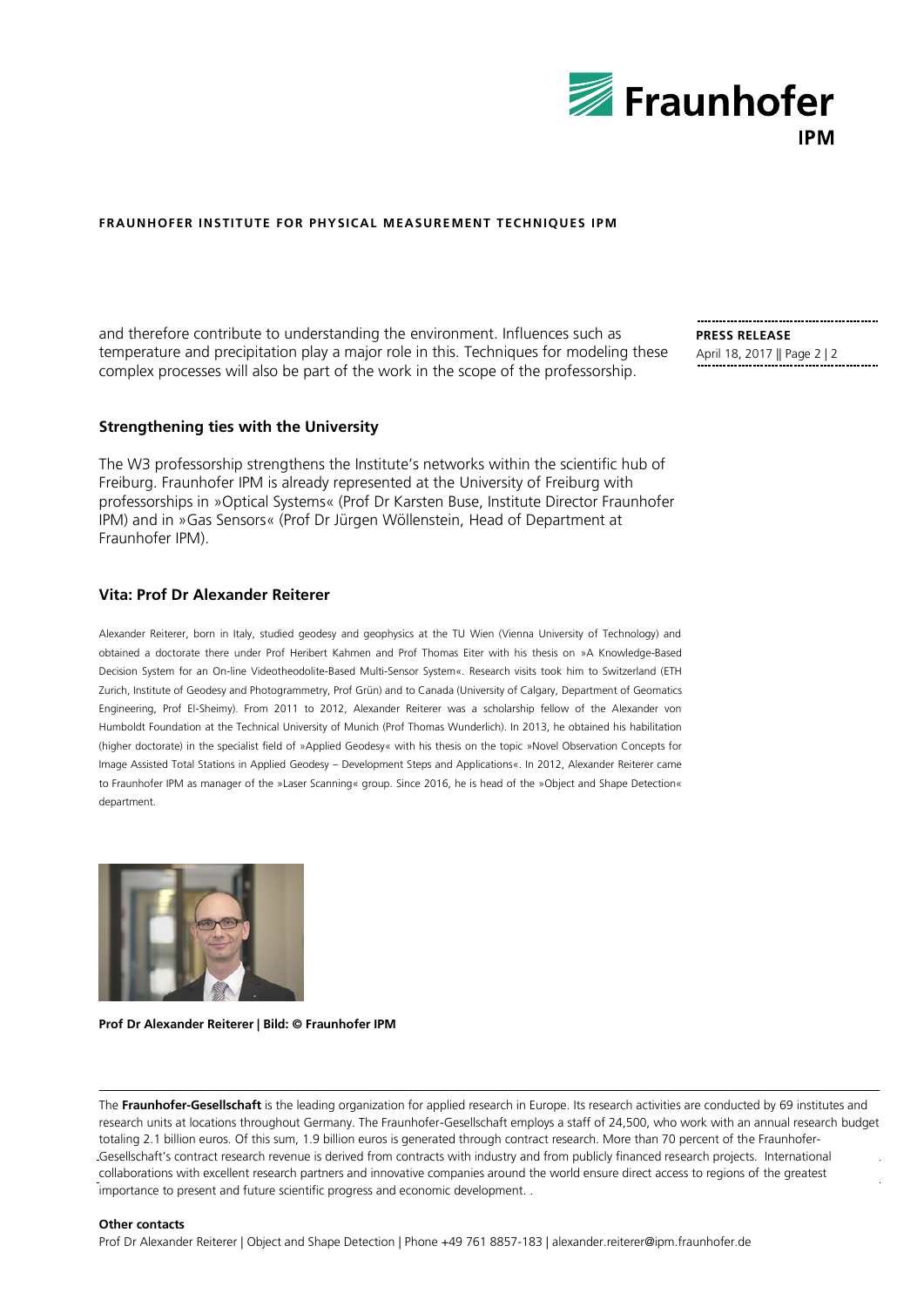and therefore contribute to understanding the environment. Influences such as temperature and precipitation play a major role in this. Techniques for modeling these complex processes will also be part of the work in the scope of the professorship.

## Strengthening ties with the University

The W3 professorship strengthens the Institute's networks within the scientific hub of Freiburg. Fraunhofer IPM is already represented at the University of Freiburg with professorships in »Optical Systems« (Prof Dr Karsten Buse, Institute Director Fraunhofer IPM) and in »Gas Sensors« (Prof Dr Jürgen Wöllenstein, Head of Department at Fraunhofer IPM).

## Vita: Prof Dr Alexander Reiterer

Alexander Reiterer, born in Italy, studied geodesy and geophysics at the TU Wien (Vienna University of Technology) and obtained a doctorate there under Prof Heribert Kahmen and Prof Thomas Eiter with his thesis on »A Knowledge-Based Decision System for an On-line Videotheodolite-Based Multi-Sensor System«. Research visits took him to Switzerland (ETH Zurich, Institute of Geodesy and Photogrammetry, Prof Grün) and to Canada (University of Calgary, Department of Geomatics Engineering, Prof El-Sheimy). From 2011 to 2012, Alexander Reiterer was a scholarship fellow of the Alexander von Humboldt Foundation at the Technical University of Munich (Prof Thomas Wunderlich). In 2013, he obtained his habilitation (higher doctorate) in the specialist field of »Applied Geodesy« with his thesis on the topic »Novel Observation Concepts for Image Assisted Total Stations in Applied Geodesy – Development Steps and Applications«. In 2012, Alexander Reiterer came to Fraunhofer IPM as manager of the »Laser Scanning« group. Since 2016, he is head of the »Object and Shape Detection« department.

**Prof Dr Alexander Reiterer | Bild: © Fraunhofer IPM**

The **Fraunhofer-Gesellschaft** is the leading organization for applied research in Europe. Its research activities are conducted by 69 institutes and research units at locations throughout Germany. The Fraunhofer-Gesellschaft employs a staff of 24,500, who work with an annual research budget totaling 2.1 billion euros. Of this sum, 1.9 billion euros is generated through contract research. More than 70 percent of the Fraunhofer-Gesellschaft's contract research revenue is derived from contracts with industry and from publicly financed research projects. International collaborations with excellent research partners and innovative companies around the world ensure direct access to regions of the greatest importance to present and future scientific progress and economic development. .

**Other contacts**

Prof Dr Alexander Reiterer | Object and Shape Detection | Phone +49 761 8857-183 | alexander.reiterer@ipm.fraunhofer.de